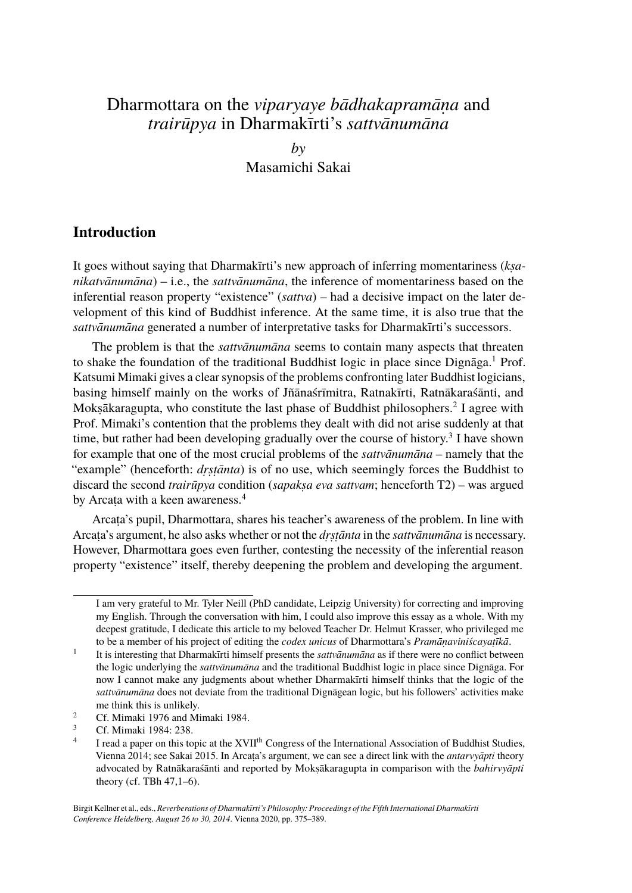# Dharmottara on the *viparyaye bādhakapramāṇa* and *trairūpya* in Dharmakīrti's *sattvānumāna*

*by*

Masamichi Sakai

## Introduction

It goes without saying that Dharmakīrti's new approach of inferring momentariness (*kṣaṇikatvānumāna*) – i.e., the *sattvānumāna*, the inference of momentariness based on the inferential reason property "existence" (*sattva*) – had a decisive impact on the later development of this kind of Buddhist inference. At the same time, it is also true that the *sattvānumāna* generated a number of interpretative tasks for Dharmakīrti's successors.

The problem is that the *sattvānumāna* seems to contain many aspects that threaten to shake the foundation of the traditional Buddhist logic in place since Dignāga.[1] Prof. Katsumi Mimaki gives a clear synopsis of the problems confronting later Buddhist logicians, basing himself mainly on the works of Jñānaśrīmitra, Ratnakīrti, Ratnākaraśānti, and Mokṣākaragupta, who constitute the last phase of Buddhist philosophers.[2] I agree with Prof. Mimaki's contention that the problems they dealt with did not arise suddenly at that time, but rather had been developing gradually over the course of history.[3] I have shown for example that one of the most crucial problems of the *sattvānumāna* – namely that the "example" (henceforth: *dṛṣṭānta*) is of no use, which seemingly forces the Buddhist to discard the second *trairūpya* condition (*sapakṣa eva sattvam*; henceforth T2) – was argued by Arcaṭa with a keen awareness.[4]

Arcaṭa's pupil, Dharmottara, shares his teacher's awareness of the problem. In line with Arcaṭa's argument, he also asks whether or not the *dṛṣṭānta* in the *sattvānumāna* is necessary. However, Dharmottara goes even further, contesting the necessity of the inferential reason property "existence" itself, thereby deepening the problem and developing the argument.

---

I am very grateful to Mr. Tyler Neill (PhD candidate, Leipzig University) for correcting and improving my English. Through the conversation with him, I could also improve this essay as a whole. With my deepest gratitude, I dedicate this article to my beloved Teacher Dr. Helmut Krasser, who privileged me to be a member of his project of editing the *codex unicus* of Dharmottara's *Pramāṇaviniścayaṭīkā*.

[1] It is interesting that Dharmakīrti himself presents the *sattvānumāna* as if there were no conflict between the logic underlying the *sattvānumāna* and the traditional Buddhist logic in place since Dignāga. For now I cannot make any judgments about whether Dharmakīrti himself thinks that the logic of the *sattvānumāna* does not deviate from the traditional Dignāgean logic, but his followers' activities make me think this is unlikely.

[2] Cf. Mimaki 1976 and Mimaki 1984.

[3] Cf. Mimaki 1984: 238.

[4] I read a paper on this topic at the XVII[th] Congress of the International Association of Buddhist Studies, Vienna 2014; see Sakai 2015. In Arcaṭa's argument, we can see a direct link with the *antarvyāpti* theory advocated by Ratnākaraśānti and reported by Mokṣākaragupta in comparison with the *bahirvyāpti* theory (cf. TBh 47,1–6).

Birgit Kellner et al., eds., *Reverberations of Dharmakīrti's Philosophy: Proceedings of the Fifth International Dharmakīrti Conference Heidelberg, August 26 to 30, 2014*. Vienna 2020, pp. 375–389.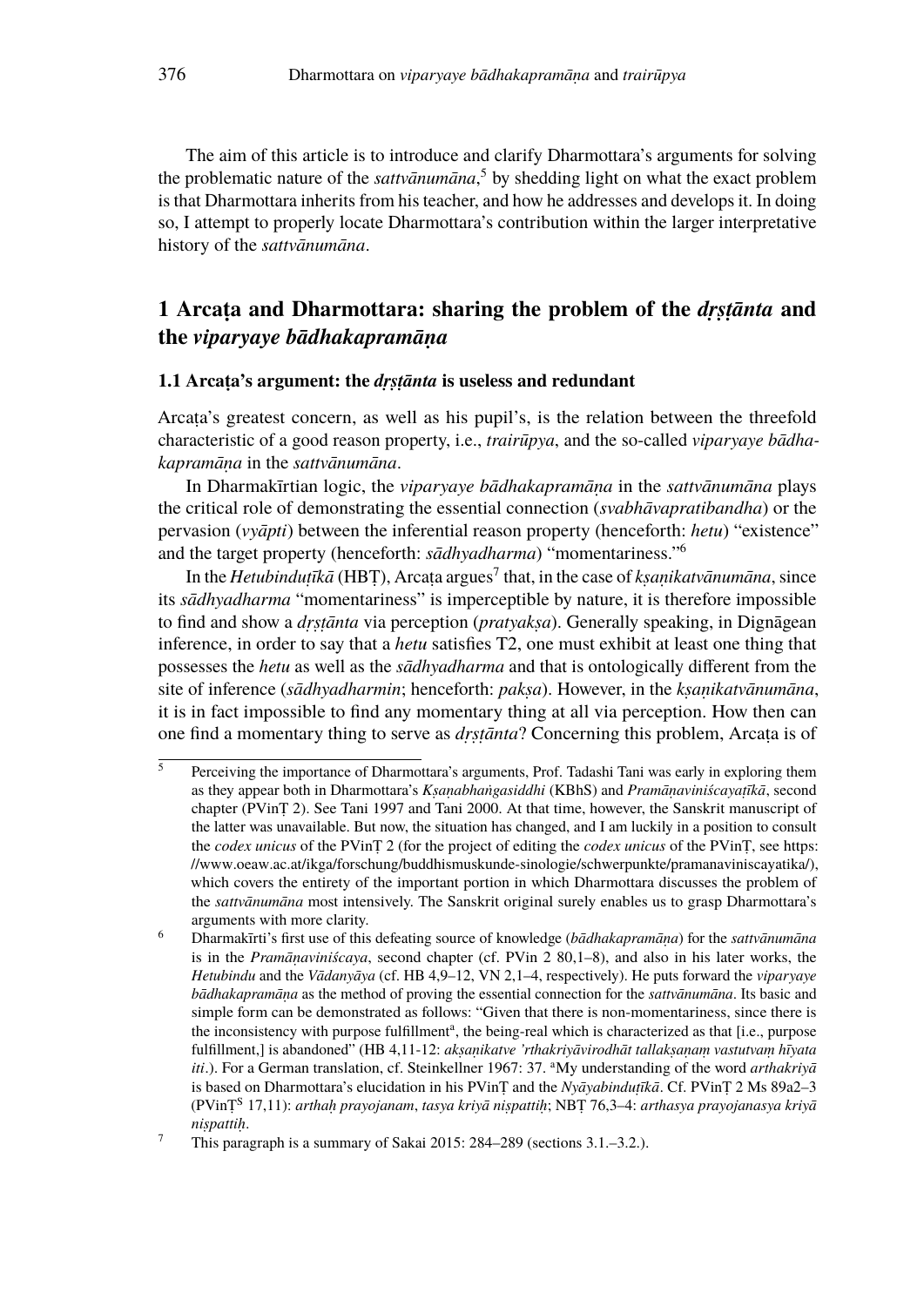The aim of this article is to introduce and clarify Dharmottara's arguments for solving the problematic nature of the *sattvānumāna*,[5] by shedding light on what the exact problem is that Dharmottara inherits from his teacher, and how he addresses and develops it. In doing so, I attempt to properly locate Dharmottara's contribution within the larger interpretative history of the *sattvānumāna*.

## 1 Arcaṭa and Dharmottara: sharing the problem of the *dṛṣṭānta* and the *viparyaye bādhakapramāṇa*

### 1.1 Arcaṭa's argument: the *dṛṣṭānta* is useless and redundant

Arcaṭa's greatest concern, as well as his pupil's, is the relation between the threefold characteristic of a good reason property, i.e., *trairūpya*, and the so-called *viparyaye bādhakapramāṇa* in the *sattvānumāna*.

In Dharmakīrtian logic, the *viparyaye bādhakapramāṇa* in the *sattvānumāna* plays the critical role of demonstrating the essential connection (*svabhāvapratibandha*) or the pervasion (*vyāpti*) between the inferential reason property (henceforth: *hetu*) "existence" and the target property (henceforth: *sādhyadharma*) "momentariness."[6]

In the *Hetubinduṭīkā* (HBṬ), Arcaṭa argues[7] that, in the case of *kṣaṇikatvānumāna*, since its *sādhyadharma* "momentariness" is imperceptible by nature, it is therefore impossible to find and show a *dṛṣṭānta* via perception (*pratyakṣa*). Generally speaking, in Dignāgean inference, in order to say that a *hetu* satisfies T2, one must exhibit at least one thing that possesses the *hetu* as well as the *sādhyadharma* and that is ontologically different from the site of inference (*sādhyadharmin*; henceforth: *pakṣa*). However, in the *kṣaṇikatvānumāna*, it is in fact impossible to find any momentary thing at all via perception. How then can one find a momentary thing to serve as *dṛṣṭānta*? Concerning this problem, Arcaṭa is of

---

[5] Perceiving the importance of Dharmottara's arguments, Prof. Tadashi Tani was early in exploring them as they appear both in Dharmottara's *Kṣaṇabhaṅgasiddhi* (KBhS) and *Pramāṇaviniścayaṭīkā*, second chapter (PVinṬ 2). See Tani 1997 and Tani 2000. At that time, however, the Sanskrit manuscript of the latter was unavailable. But now, the situation has changed, and I am luckily in a position to consult the *codex unicus* of the PVinṬ 2 (for the project of editing the *codex unicus* of the PVinṬ, see https://www.oeaw.ac.at/ikga/forschung/buddhismuskunde-sinologie/schwerpunkte/pramanaviniscayatika/), which covers the entirety of the important portion in which Dharmottara discusses the problem of the *sattvānumāna* most intensively. The Sanskrit original surely enables us to grasp Dharmottara's arguments with more clarity.

[6] Dharmakīrti's first use of this defeating source of knowledge (*bādhakapramāṇa*) for the *sattvānumāna* is in the *Pramāṇaviniścaya*, second chapter (cf. PVin 2 80,1–8), and also in his later works, the *Hetubindu* and the *Vādanyāya* (cf. HB 4,9–12, VN 2,1–4, respectively). He puts forward the *viparyaye bādhakapramāṇa* as the method of proving the essential connection for the *sattvānumāna*. Its basic and simple form can be demonstrated as follows: "Given that there is non-momentariness, since there is the inconsistency with purpose fulfillment[a], the being-real which is characterized as that [i.e., purpose fulfillment,] is abandoned" (HB 4,11-12: *akṣaṇikatve 'rthakriyāvirodhāt tallakṣaṇaṃ vastutvaṃ hīyata iti*.). For a German translation, cf. Steinkellner 1967: 37. [a]My understanding of the word *arthakriyā* is based on Dharmottara's elucidation in his PVinṬ and the *Nyāyabinduṭīkā*. Cf. PVinṬ 2 Ms 89a2–3 (PVinṬ[S] 17,11): *arthaḥ prayojanam*, *tasya kriyā niṣpattiḥ*; NBṬ 76,3–4: *arthasya prayojanasya kriyā niṣpattiḥ*.

[7] This paragraph is a summary of Sakai 2015: 284–289 (sections 3.1.–3.2.).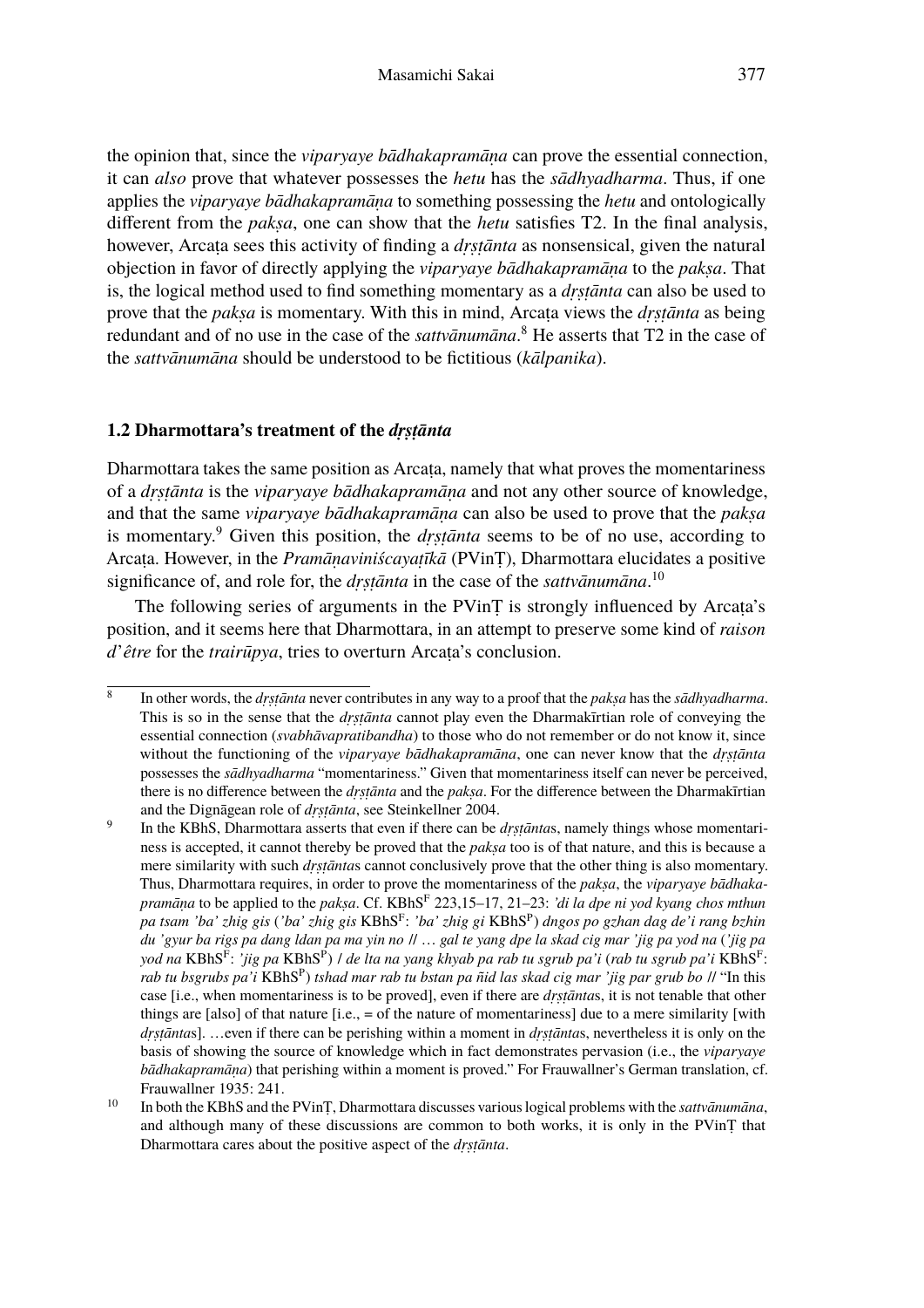the opinion that, since the *viparyaye bādhakapramāṇa* can prove the essential connection, it can *also* prove that whatever possesses the *hetu* has the *sādhyadharma*. Thus, if one applies the *viparyaye bādhakapramāṇa* to something possessing the *hetu* and ontologically different from the *pakṣa*, one can show that the *hetu* satisfies T2. In the final analysis, however, Arcaṭa sees this activity of finding a *dṛṣṭānta* as nonsensical, given the natural objection in favor of directly applying the *viparyaye bādhakapramāṇa* to the *pakṣa*. That is, the logical method used to find something momentary as a *dṛṣṭānta* can also be used to prove that the *pakṣa* is momentary. With this in mind, Arcaṭa views the *dṛṣṭānta* as being redundant and of no use in the case of the *sattvānumāna*.[8] He asserts that T2 in the case of the *sattvānumāna* should be understood to be fictitious (*kālpanika*).

### 1.2 Dharmottara's treatment of the *dṛṣṭānta*

Dharmottara takes the same position as Arcaṭa, namely that what proves the momentariness of a *dṛṣṭānta* is the *viparyaye bādhakapramāṇa* and not any other source of knowledge, and that the same *viparyaye bādhakapramāṇa* can also be used to prove that the *pakṣa* is momentary.[9] Given this position, the *dṛṣṭānta* seems to be of no use, according to Arcaṭa. However, in the *Pramāṇaviniścayaṭīkā* (PVinṬ), Dharmottara elucidates a positive significance of, and role for, the *dṛṣṭānta* in the case of the *sattvānumāna*.[10]

The following series of arguments in the PVinṬ is strongly influenced by Arcaṭa's position, and it seems here that Dharmottara, in an attempt to preserve some kind of *raison d'être* for the *trairūpya*, tries to overturn Arcaṭa's conclusion.

---

[8] In other words, the *dṛṣṭānta* never contributes in any way to a proof that the *pakṣa* has the *sādhyadharma*. This is so in the sense that the *dṛṣṭānta* cannot play even the Dharmakīrtian role of conveying the essential connection (*svabhāvapratibandha*) to those who do not remember or do not know it, since without the functioning of the *viparyaye bādhakapramāna*, one can never know that the *dṛṣṭānta* possesses the *sādhyadharma* "momentariness." Given that momentariness itself can never be perceived, there is no difference between the *dṛṣṭānta* and the *pakṣa*. For the difference between the Dharmakīrtian and the Dignāgean role of *dṛṣṭānta*, see Steinkellner 2004.

[9] In the KBhS, Dharmottara asserts that even if there can be *dṛṣṭānta*s, namely things whose momentariness is accepted, it cannot thereby be proved that the *pakṣa* too is of that nature, and this is because a mere similarity with such *dṛṣṭānta*s cannot conclusively prove that the other thing is also momentary. Thus, Dharmottara requires, in order to prove the momentariness of the *pakṣa*, the *viparyaye bādhakapramāṇa* to be applied to the *pakṣa*. Cf. KBhS[F] 223,15–17, 21–23: *'di la dpe ni yod kyang chos mthun pa tsam 'ba' zhig gis* (*'ba' zhig gis* KBhS[F]: *'ba' zhig gi* KBhS[P]) *dngos po gzhan dag de'i rang bzhin du 'gyur ba rigs pa dang ldan pa ma yin no* // … *gal te yang dpe la skad cig mar 'jig pa yod na* (*'jig pa yod na* KBhS[F]: *'jig pa* KBhS[P]) / *de lta na yang khyab pa rab tu sgrub pa'i* (*rab tu sgrub pa'i* KBhS[F]: *rab tu bsgrubs pa'i* KBhS[P]) *tshad mar rab tu bstan pa ñid las skad cig mar 'jig par grub bo* // "In this case [i.e., when momentariness is to be proved], even if there are *dṛṣṭānta*s, it is not tenable that other things are [also] of that nature [i.e., = of the nature of momentariness] due to a mere similarity [with *dṛṣṭānta*s]. …even if there can be perishing within a moment in *dṛṣṭānta*s, nevertheless it is only on the basis of showing the source of knowledge which in fact demonstrates pervasion (i.e., the *viparyaye bādhakapramāṇa*) that perishing within a moment is proved." For Frauwallner's German translation, cf. Frauwallner 1935: 241.

[10] In both the KBhS and the PVinṬ, Dharmottara discusses various logical problems with the *sattvānumāna*, and although many of these discussions are common to both works, it is only in the PVinṬ that Dharmottara cares about the positive aspect of the *dṛṣṭānta*.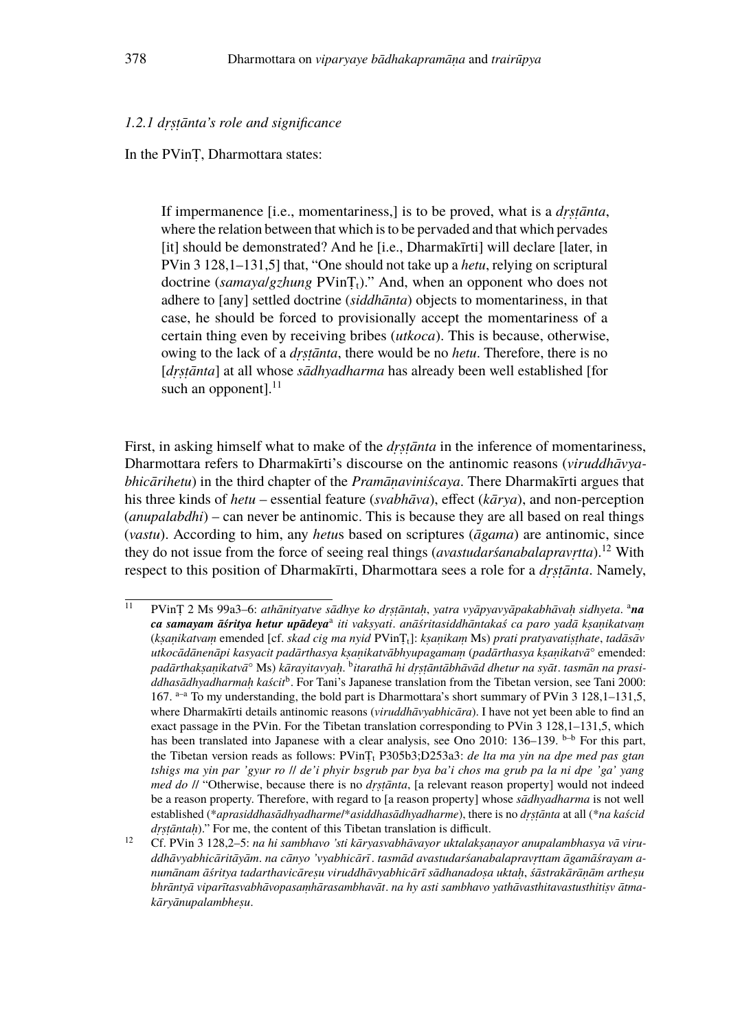*1.2.1 dṛṣṭānta's role and significance*

In the PVinṬ, Dharmottara states:

> If impermanence [i.e., momentariness,] is to be proved, what is a *dṛṣṭānta*, where the relation between that which is to be pervaded and that which pervades [it] should be demonstrated? And he [i.e., Dharmakīrti] will declare [later, in PVin 3 128,1–131,5] that, "One should not take up a *hetu*, relying on scriptural doctrine (*samaya*/*gzhung* PVinṬ$_t$)." And, when an opponent who does not adhere to [any] settled doctrine (*siddhānta*) objects to momentariness, in that case, he should be forced to provisionally accept the momentariness of a certain thing even by receiving bribes (*utkoca*). This is because, otherwise, owing to the lack of a *dṛṣṭānta*, there would be no *hetu*. Therefore, there is no [*dṛṣṭānta*] at all whose *sādhyadharma* has already been well established [for such an opponent].[11]

First, in asking himself what to make of the *dṛṣṭānta* in the inference of momentariness, Dharmottara refers to Dharmakīrti's discourse on the antinomic reasons (*viruddhāvyabhicārihetu*) in the third chapter of the *Pramāṇaviniścaya*. There Dharmakīrti argues that his three kinds of *hetu* – essential feature (*svabhāva*), effect (*kārya*), and non-perception (*anupalabdhi*) – can never be antinomic. This is because they are all based on real things (*vastu*). According to him, any *hetu*s based on scriptures (*āgama*) are antinomic, since they do not issue from the force of seeing real things (*avastudarśanabalapravṛtta*).[12] With respect to this position of Dharmakīrti, Dharmottara sees a role for a *dṛṣṭānta*. Namely,

---

[11] PVinṬ 2 Ms 99a3–6: *athānityatve sādhye ko dṛṣṭāntaḥ, yatra vyāpyavyāpakabhāvaḥ sidhyeta.* [a]***na ca samayam āśritya hetur upādeya***[a] *iti vakṣyati. anāśritasiddhāntakaś ca paro yadā kṣaṇikatvaṃ* (*kṣaṇikatvaṃ* emended [cf. *skad cig ma nyid* PVinṬ$_t$]: *kṣaṇikaṃ* Ms) *prati pratyavatiṣṭhate, tadāsāv utkocādānenāpi kasyacit padārthasya kṣaṇikatvābhyupagamaṃ* (*padārthasya kṣaṇikatvā°* emended: *padārthakṣaṇikatvā°* Ms) *kārayitavyaḥ.* [b]*itarathā hi dṛṣṭāntābhāvād dhetur na syāt. tasmān na prasiddhasādhyadharmaḥ kaścit*[b]. For Tani's Japanese translation from the Tibetan version, see Tani 2000: 167. [a–a] To my understanding, the bold part is Dharmottara's short summary of PVin 3 128,1–131,5, where Dharmakīrti details antinomic reasons (*viruddhāvyabhicāra*). I have not yet been able to find an exact passage in the PVin. For the Tibetan translation corresponding to PVin 3 128,1–131,5, which has been translated into Japanese with a clear analysis, see Ono 2010: 136–139. [b–b] For this part, the Tibetan version reads as follows: PVinṬ$_t$ P305b3;D253a3: *de lta ma yin na dpe med pas gtan tshigs ma yin par 'gyur ro // de'i phyir bsgrub par bya ba'i chos ma grub pa la ni dpe 'ga' yang med do* // "Otherwise, because there is no *dṛṣṭānta*, [a relevant reason property] would not indeed be a reason property. Therefore, with regard to [a reason property] whose *sādhyadharma* is not well established (\**aprasiddhasādhyadharme*/\**asiddhasādhyadharme*), there is no *dṛṣṭānta* at all (\**na kaścid dṛṣṭāntaḥ*)." For me, the content of this Tibetan translation is difficult.

[12] Cf. PVin 3 128,2–5: *na hi sambhavo 'sti kāryasvabhāvayor uktalakṣaṇayor anupalambhasya vā viruddhāvyabhicāritāyām. na cānyo 'vyabhicārī. tasmād avastudarśanabalapravṛttam āgamāśrayam anumānam āśritya tadarthavicāreṣu viruddhāvyabhicārī sādhanadoṣa uktaḥ, śāstrakārāṇām artheṣu bhrāntyā viparītasvabhāvopasaṃhārasambhavāt. na hy asti sambhavo yathāvasthitavastusthitiṣv ātmakāryānupalambheṣu.*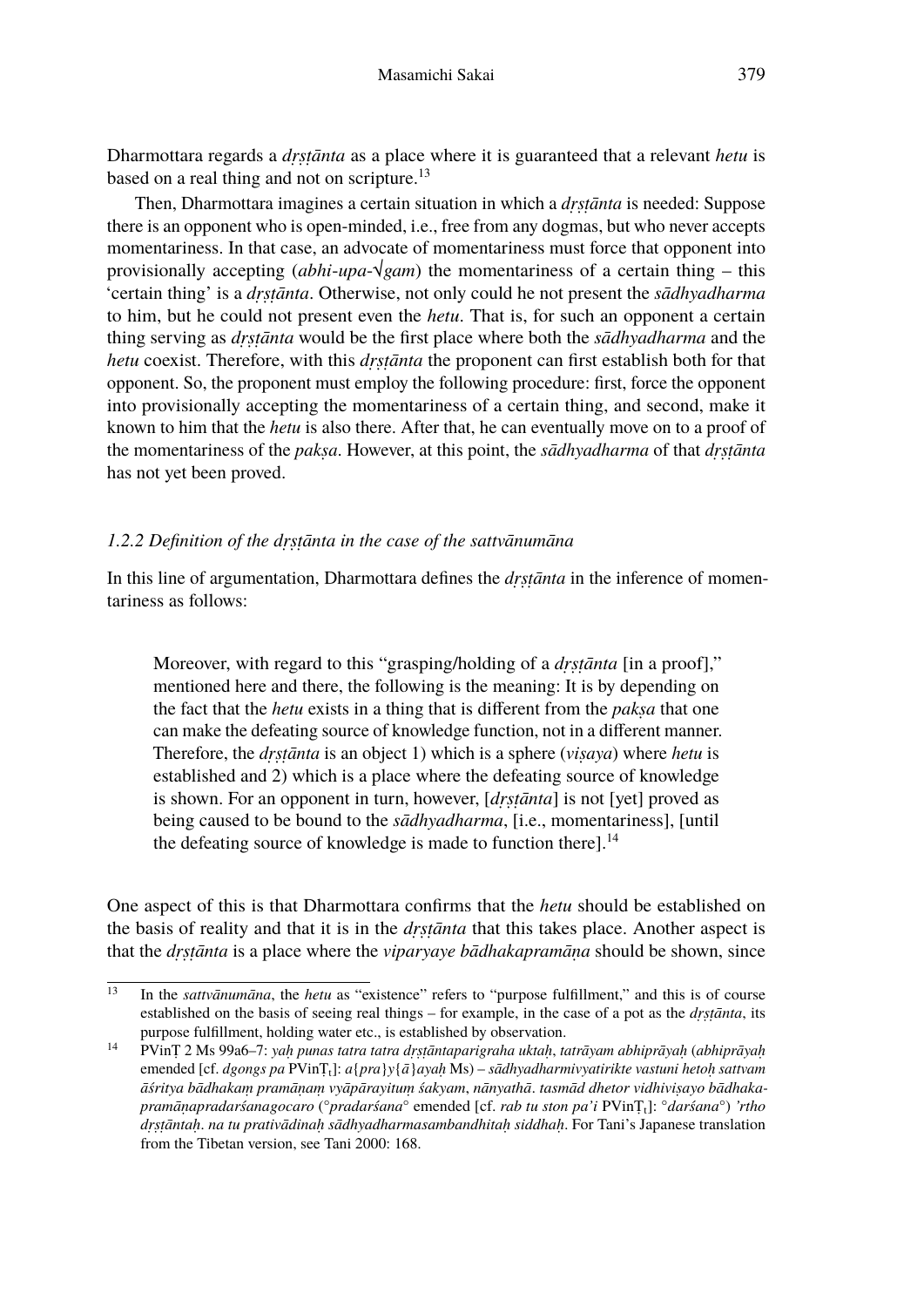Dharmottara regards a *dṛṣṭānta* as a place where it is guaranteed that a relevant *hetu* is based on a real thing and not on scripture.[13]

Then, Dharmottara imagines a certain situation in which a *dṛṣṭānta* is needed: Suppose there is an opponent who is open-minded, i.e., free from any dogmas, but who never accepts momentariness. In that case, an advocate of momentariness must force that opponent into provisionally accepting (*abhi-upa-√gam*) the momentariness of a certain thing – this 'certain thing' is a *dṛṣṭānta*. Otherwise, not only could he not present the *sādhyadharma* to him, but he could not present even the *hetu*. That is, for such an opponent a certain thing serving as *dṛṣṭānta* would be the first place where both the *sādhyadharma* and the *hetu* coexist. Therefore, with this *dṛṣṭānta* the proponent can first establish both for that opponent. So, the proponent must employ the following procedure: first, force the opponent into provisionally accepting the momentariness of a certain thing, and second, make it known to him that the *hetu* is also there. After that, he can eventually move on to a proof of the momentariness of the *pakṣa*. However, at this point, the *sādhyadharma* of that *dṛṣṭānta* has not yet been proved.

### *1.2.2 Definition of the dṛṣṭānta in the case of the sattvānumāna*

In this line of argumentation, Dharmottara defines the *dṛṣṭānta* in the inference of momentariness as follows:

> Moreover, with regard to this "grasping/holding of a *dṛṣṭānta* [in a proof]," mentioned here and there, the following is the meaning: It is by depending on the fact that the *hetu* exists in a thing that is different from the *pakṣa* that one can make the defeating source of knowledge function, not in a different manner. Therefore, the *dṛṣṭānta* is an object 1) which is a sphere (*viṣaya*) where *hetu* is established and 2) which is a place where the defeating source of knowledge is shown. For an opponent in turn, however, [*dṛṣṭānta*] is not [yet] proved as being caused to be bound to the *sādhyadharma*, [i.e., momentariness], [until the defeating source of knowledge is made to function there].[14]

One aspect of this is that Dharmottara confirms that the *hetu* should be established on the basis of reality and that it is in the *dṛṣṭānta* that this takes place. Another aspect is that the *dṛṣṭānta* is a place where the *viparyaye bādhakapramāṇa* should be shown, since

---

[13] In the *sattvānumāna*, the *hetu* as "existence" refers to "purpose fulfillment," and this is of course established on the basis of seeing real things – for example, in the case of a pot as the *dṛṣṭānta*, its purpose fulfillment, holding water etc., is established by observation.

[14] PVinṬ 2 Ms 99a6–7: *yaḥ punas tatra tatra dṛṣṭāntaparigraha uktaḥ*, *tatrāyam abhiprāyaḥ* (*abhiprāyaḥ* emended [cf. *dgongs pa* PVinṬ$_t$]: *a*{*pra*}*y*{*ā*}*ayaḥ* Ms) – *sādhyadharmivyatirikte vastuni hetoḥ sattvam āśritya bādhakaṃ pramāṇaṃ vyāpārayituṃ śakyam*, *nānyathā*. *tasmād dhetor vidhiviṣayo bādhakapramāṇapradarśanagocaro* (°*pradarśana*° emended [cf. *rab tu ston pa'i* PVinṬ$_t$]: °*darśana*°) *'rtho dṛṣṭāntaḥ*. *na tu prativādinaḥ sādhyadharmasambandhitaḥ siddhaḥ*. For Tani's Japanese translation from the Tibetan version, see Tani 2000: 168.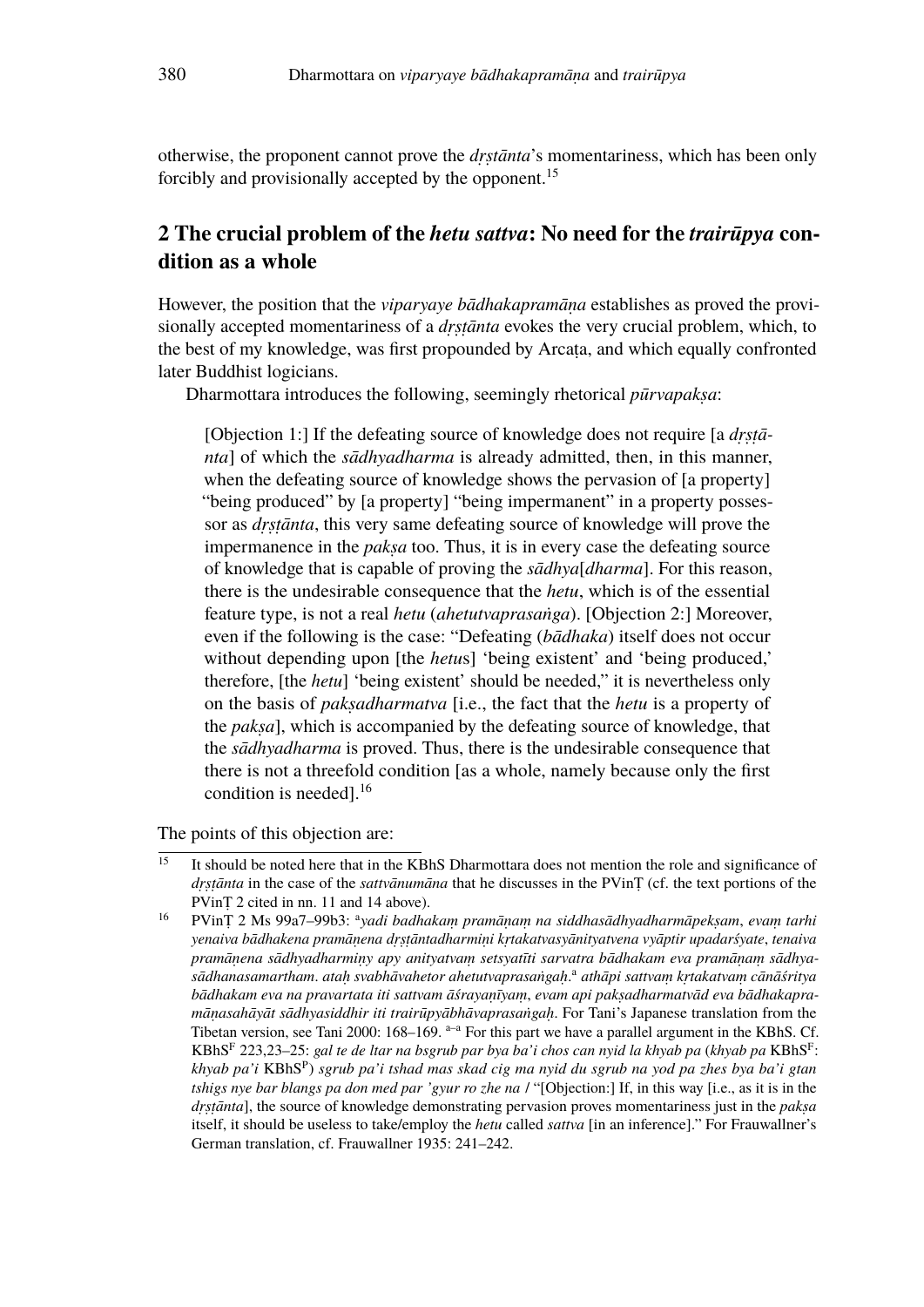otherwise, the proponent cannot prove the *dṛṣṭānta*'s momentariness, which has been only forcibly and provisionally accepted by the opponent.[15]

## 2 The crucial problem of the *hetu sattva*: No need for the *trairūpya* condition as a whole

However, the position that the *viparyaye bādhakapramāṇa* establishes as proved the provisionally accepted momentariness of a *dṛṣṭānta* evokes the very crucial problem, which, to the best of my knowledge, was first propounded by Arcaṭa, and which equally confronted later Buddhist logicians.

Dharmottara introduces the following, seemingly rhetorical *pūrvapakṣa*:

> [Objection 1:] If the defeating source of knowledge does not require [a *dṛṣṭānta*] of which the *sādhyadharma* is already admitted, then, in this manner, when the defeating source of knowledge shows the pervasion of [a property] "being produced" by [a property] "being impermanent" in a property possessor as *dṛṣṭānta*, this very same defeating source of knowledge will prove the impermanence in the *pakṣa* too. Thus, it is in every case the defeating source of knowledge that is capable of proving the *sādhya*[*dharma*]. For this reason, there is the undesirable consequence that the *hetu*, which is of the essential feature type, is not a real *hetu* (*ahetutvaprasaṅga*). [Objection 2:] Moreover, even if the following is the case: "Defeating (*bādhaka*) itself does not occur without depending upon [the *hetu*s] 'being existent' and 'being produced,' therefore, [the *hetu*] 'being existent' should be needed," it is nevertheless only on the basis of *pakṣadharmatva* [i.e., the fact that the *hetu* is a property of the *pakṣa*], which is accompanied by the defeating source of knowledge, that the *sādhyadharma* is proved. Thus, there is the undesirable consequence that there is not a threefold condition [as a whole, namely because only the first condition is needed].[16]

The points of this objection are:

---

[15] It should be noted here that in the KBhS Dharmottara does not mention the role and significance of *dṛṣṭānta* in the case of the *sattvānumāna* that he discusses in the PVinṬ (cf. the text portions of the PVinṬ 2 cited in nn. 11 and 14 above).

[16] PVinṬ 2 Ms 99a7–99b3: [a]*yadi badhakaṃ pramāṇaṃ na siddhasādhyadharmāpekṣam, evaṃ tarhi yenaiva bādhakena pramāṇena dṛṣṭāntadharmiṇi kṛtakatvasyānityatvena vyāptir upadarśyate, tenaiva pramāṇena sādhyadharmiṇy apy anityatvaṃ setsyatīti sarvatra bādhakam eva pramāṇaṃ sādhyasādhanasamartham. ataḥ svabhāvahetor ahetutvaprasaṅgaḥ.*[a] *athāpi sattvaṃ kṛtakatvaṃ cānāśritya bādhakam eva na pravartata iti sattvam āśrayaṇīyaṃ, evam api pakṣadharmatvād eva bādhakapramāṇasahāyāt sādhyasiddhir iti trairūpyābhāvaprasaṅgaḥ*. For Tani's Japanese translation from the Tibetan version, see Tani 2000: 168–169. [a–a] For this part we have a parallel argument in the KBhS. Cf. KBhS[F] 223,23–25: *gal te de ltar na bsgrub par bya ba'i chos can nyid la khyab pa* (*khyab pa* KBhS[F]: *khyab pa'i* KBhS[P]) *sgrub pa'i tshad mas skad cig ma nyid du sgrub na yod pa zhes bya ba'i gtan tshigs nye bar blangs pa don med par 'gyur ro zhe na* / "[Objection:] If, in this way [i.e., as it is in the *dṛṣṭānta*], the source of knowledge demonstrating pervasion proves momentariness just in the *pakṣa* itself, it should be useless to take/employ the *hetu* called *sattva* [in an inference]." For Frauwallner's German translation, cf. Frauwallner 1935: 241–242.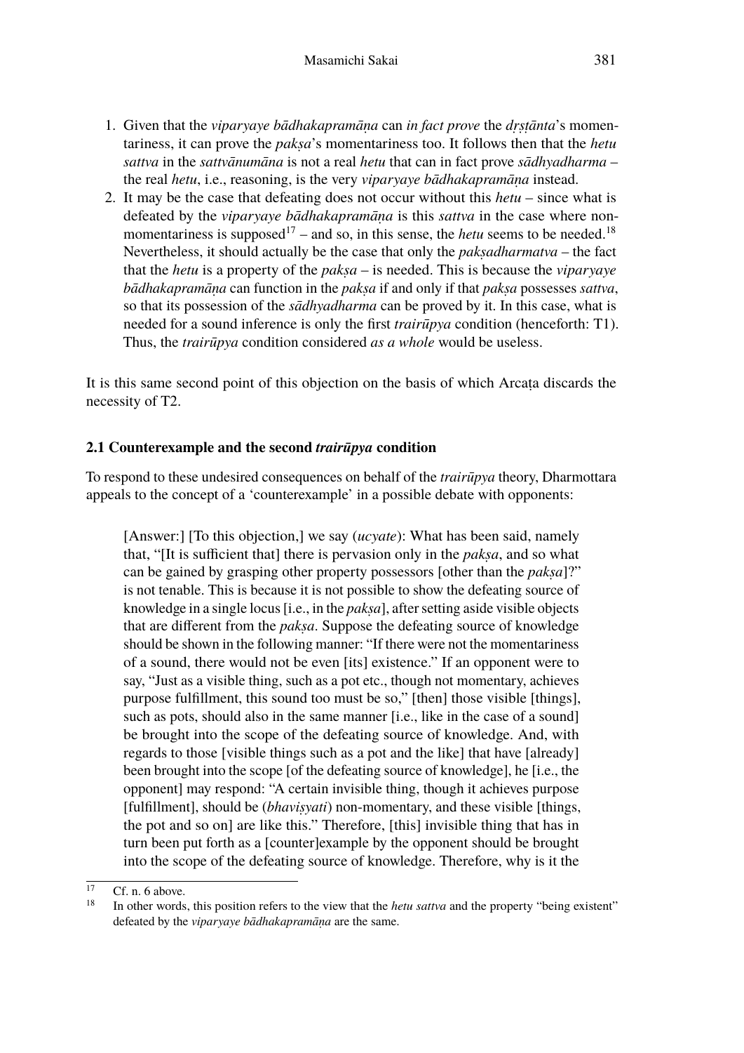1. Given that the *viparyaye bādhakapramāṇa* can *in fact prove* the *dṛṣṭānta*'s momentariness, it can prove the *pakṣa*'s momentariness too. It follows then that the *hetu sattva* in the *sattvānumāna* is not a real *hetu* that can in fact prove *sādhyadharma* – the real *hetu*, i.e., reasoning, is the very *viparyaye bādhakapramāṇa* instead.
2. It may be the case that defeating does not occur without this *hetu* – since what is defeated by the *viparyaye bādhakapramāṇa* is this *sattva* in the case where non-momentariness is supposed[17] – and so, in this sense, the *hetu* seems to be needed.[18] Nevertheless, it should actually be the case that only the *pakṣadharmatva* – the fact that the *hetu* is a property of the *pakṣa* – is needed. This is because the *viparyaye bādhakapramāṇa* can function in the *pakṣa* if and only if that *pakṣa* possesses *sattva*, so that its possession of the *sādhyadharma* can be proved by it. In this case, what is needed for a sound inference is only the first *trairūpya* condition (henceforth: T1). Thus, the *trairūpya* condition considered *as a whole* would be useless.

It is this same second point of this objection on the basis of which Arcaṭa discards the necessity of T2.

### 2.1 Counterexample and the second *trairūpya* condition

To respond to these undesired consequences on behalf of the *trairūpya* theory, Dharmottara appeals to the concept of a 'counterexample' in a possible debate with opponents:

> [Answer:] [To this objection,] we say (*ucyate*): What has been said, namely that, "[It is sufficient that] there is pervasion only in the *pakṣa*, and so what can be gained by grasping other property possessors [other than the *pakṣa*]?" is not tenable. This is because it is not possible to show the defeating source of knowledge in a single locus [i.e., in the *pakṣa*], after setting aside visible objects that are different from the *pakṣa*. Suppose the defeating source of knowledge should be shown in the following manner: "If there were not the momentariness of a sound, there would not be even [its] existence." If an opponent were to say, "Just as a visible thing, such as a pot etc., though not momentary, achieves purpose fulfillment, this sound too must be so," [then] those visible [things], such as pots, should also in the same manner [i.e., like in the case of a sound] be brought into the scope of the defeating source of knowledge. And, with regards to those [visible things such as a pot and the like] that have [already] been brought into the scope [of the defeating source of knowledge], he [i.e., the opponent] may respond: "A certain invisible thing, though it achieves purpose [fulfillment], should be (*bhaviṣyati*) non-momentary, and these visible [things, the pot and so on] are like this." Therefore, [this] invisible thing that has in turn been put forth as a [counter]example by the opponent should be brought into the scope of the defeating source of knowledge. Therefore, why is it the

[17] Cf. n. 6 above.

[18] In other words, this position refers to the view that the *hetu sattva* and the property "being existent" defeated by the *viparyaye bādhakapramāṇa* are the same.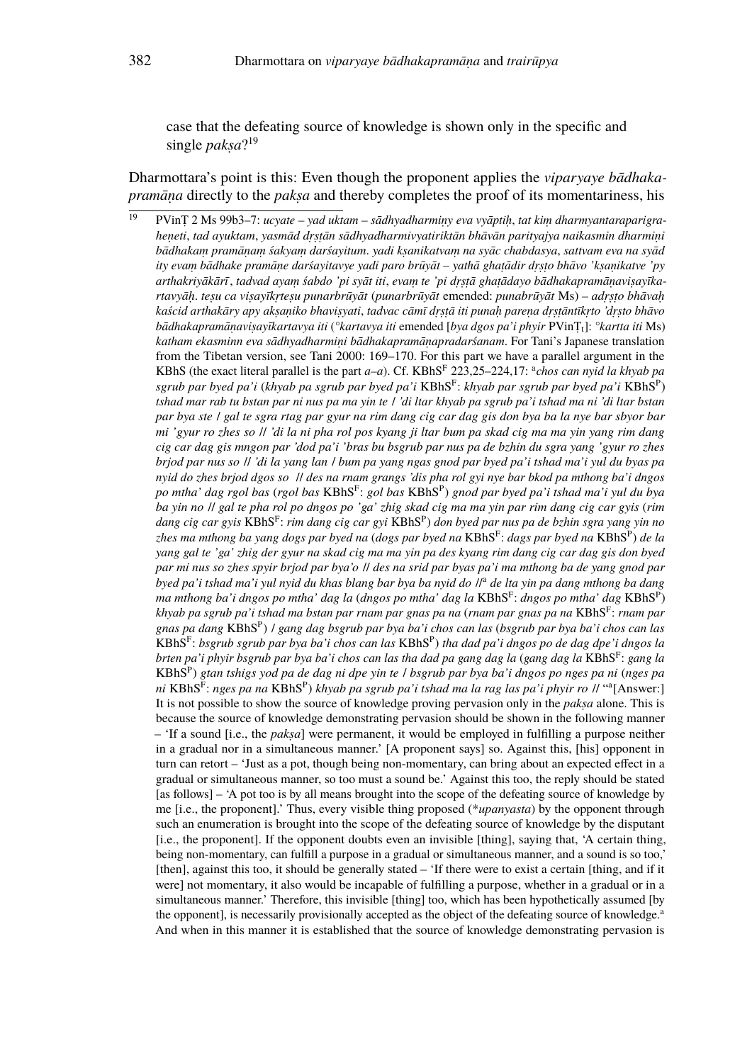case that the defeating source of knowledge is shown only in the specific and single *pakṣa*?[19]

Dharmottara's point is this: Even though the proponent applies the *viparyaye bādhakapramāṇa* directly to the *pakṣa* and thereby completes the proof of its momentariness, his

---

[19] PVinṬ 2 Ms 99b3–7: *ucyate – yad uktam – sādhyadharmiṇy eva vyāptiḥ, tat kiṃ dharmyantaraparigraheṇeti, tad ayuktam, yasmād dṛṣṭān sādhyadharmivyatiriktān bhāvān parityajya naikasmin dharmiṇi bādhakaṃ pramāṇaṃ śakyaṃ darśayitum. yadi kṣaṇikatvaṃ na syāc chabdasya, sattvam eva na syād ity evaṃ bādhake pramāṇe darśayitavye yadi paro brūyāt – yathā ghaṭādir dṛṣṭo bhāvo 'kṣaṇikatve 'py arthakriyākārī, tadvad ayaṃ śabdo 'pi syāt iti, evaṃ te 'pi dṛṣṭā ghaṭādayo bādhakapramāṇaviṣayīkartavyāḥ. teṣu ca viṣayīkṛteṣu punarbrūyāt* (*punarbrūyāt* emended: *punabrūyāt* Ms) *– adṛṣṭo bhāvaḥ kaścid arthakāry apy akṣaṇiko bhaviṣyati, tadvac cāmī dṛṣṭā iti punaḥ pareṇa dṛṣṭāntīkṛto 'dṛṣṭo bhāvo bādhakapramāṇaviṣayīkartavya iti* (°*kartavya iti* emended [*bya dgos pa'i phyir* PVinṬ$_t$]: °*kartta iti* Ms) *katham ekasminn eva sādhyadharmiṇi bādhakapramāṇapradarśanam*. For Tani's Japanese translation from the Tibetan version, see Tani 2000: 169–170. For this part we have a parallel argument in the KBhS (the exact literal parallel is the part *a–a*). Cf. KBhS$^F$ 223,25–224,17: [a]*chos can nyid la khyab pa sgrub par byed pa'i* (*khyab pa sgrub par byed pa'i* KBhS$^F$: *khyab par sgrub par byed pa'i* KBhS$^P$) *tshad mar rab tu bstan par ni nus pa ma yin te / 'di ltar khyab pa sgrub pa'i tshad ma ni 'di ltar bstan par bya ste / gal te sgra rtag par gyur na rim dang cig car dag gis don bya ba la nye bar sbyor bar mi 'gyur ro zhes so // 'di la ni pha rol pos kyang ji ltar bum pa skad cig ma ma yin yang rim dang cig car dag gis mngon par 'dod pa'i 'bras bu bsgrub par nus pa de bzhin du sgra yang 'gyur ro zhes brjod par nus so // 'di la yang lan / bum pa yang ngas gnod par byed pa'i tshad ma'i yul du byas pa nyid do zhes brjod dgos so // des na rnam grangs 'dis pha rol gyi nye bar bkod pa mthong ba'i dngos po mtha' dag rgol bas* (*rgol bas* KBhS$^F$: *gol bas* KBhS$^P$) *gnod par byed pa'i tshad ma'i yul du bya ba yin no // gal te pha rol po dngos po 'ga' zhig skad cig ma ma yin par rim dang cig car gyis* (*rim dang cig car gyis* KBhS$^F$: *rim dang cig car gyi* KBhS$^P$) *don byed par nus pa de bzhin sgra yang yin no zhes ma mthong ba yang dogs par byed na* (*dogs par byed na* KBhS$^F$: *dags par byed na* KBhS$^P$) *de la yang gal te 'ga' zhig der gyur na skad cig ma ma yin pa des kyang rim dang cig car dag gis don byed par mi nus so zhes spyir brjod par bya'o // des na srid par byas pa'i ma mthong ba de yang gnod par byed pa'i tshad ma'i yul nyid du khas blang bar bya ba nyid do //*[a] *de lta yin pa dang mthong ba dang ma mthong ba'i dngos po mtha' dag la* (*dngos po mtha' dag la* KBhS$^F$: *dngos po mtha' dag* KBhS$^P$) *khyab pa sgrub pa'i tshad ma bstan par rnam par gnas pa na* (*rnam par gnas pa na* KBhS$^F$: *rnam par gnas pa dang* KBhS$^P$) */ gang dag bsgrub par bya ba'i chos can las* (*bsgrub par bya ba'i chos can las* KBhS$^F$: *bsgrub sgrub par bya ba'i chos can las* KBhS$^P$) *tha dad pa'i dngos po de dag dpe'i dngos la brten pa'i phyir bsgrub par bya ba'i chos can las tha dad pa gang dag la* (*gang dag la* KBhS$^F$: *gang la* KBhS$^P$) *gtan tshigs yod pa de dag ni dpe yin te / bsgrub par bya ba'i dngos po nges pa ni* (*nges pa ni* KBhS$^F$: *nges pa na* KBhS$^P$) *khyab pa sgrub pa'i tshad ma la rag las pa'i phyir ro //* "[a][Answer:] It is not possible to show the source of knowledge proving pervasion only in the *pakṣa* alone. This is because the source of knowledge demonstrating pervasion should be shown in the following manner – 'If a sound [i.e., the *pakṣa*] were permanent, it would be employed in fulfilling a purpose neither in a gradual nor in a simultaneous manner.' [A proponent says] so. Against this, [his] opponent in turn can retort – 'Just as a pot, though being non-momentary, can bring about an expected effect in a gradual or simultaneous manner, so too must a sound be.' Against this too, the reply should be stated [as follows] – 'A pot too is by all means brought into the scope of the defeating source of knowledge by me [i.e., the proponent].' Thus, every visible thing proposed (*\*upanyasta*) by the opponent through such an enumeration is brought into the scope of the defeating source of knowledge by the disputant [i.e., the proponent]. If the opponent doubts even an invisible [thing], saying that, 'A certain thing, being non-momentary, can fulfill a purpose in a gradual or simultaneous manner, and a sound is so too,' [then], against this too, it should be generally stated – 'If there were to exist a certain [thing, and if it were] not momentary, it also would be incapable of fulfilling a purpose, whether in a gradual or in a simultaneous manner.' Therefore, this invisible [thing] too, which has been hypothetically assumed [by the opponent], is necessarily provisionally accepted as the object of the defeating source of knowledge.[a] And when in this manner it is established that the source of knowledge demonstrating pervasion is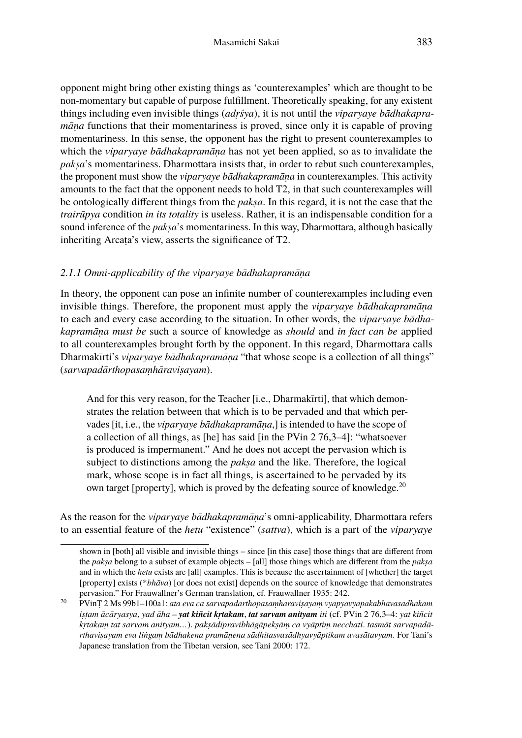opponent might bring other existing things as 'counterexamples' which are thought to be non-momentary but capable of purpose fulfillment. Theoretically speaking, for any existent things including even invisible things (*adṛśya*), it is not until the *viparyaye bādhakapramāṇa* functions that their momentariness is proved, since only it is capable of proving momentariness. In this sense, the opponent has the right to present counterexamples to which the *viparyaye bādhakapramāṇa* has not yet been applied, so as to invalidate the *pakṣa*'s momentariness. Dharmottara insists that, in order to rebut such counterexamples, the proponent must show the *viparyaye bādhakapramāṇa* in counterexamples. This activity amounts to the fact that the opponent needs to hold T2, in that such counterexamples will be ontologically different things from the *pakṣa*. In this regard, it is not the case that the *trairūpya* condition *in its totality* is useless. Rather, it is an indispensable condition for a sound inference of the *pakṣa*'s momentariness. In this way, Dharmottara, although basically inheriting Arcaṭa's view, asserts the significance of T2.

### *2.1.1 Omni-applicability of the viparyaye bādhakapramāṇa*

In theory, the opponent can pose an infinite number of counterexamples including even invisible things. Therefore, the proponent must apply the *viparyaye bādhakapramāṇa* to each and every case according to the situation. In other words, the *viparyaye bādhakapramāṇa must be* such a source of knowledge as *should* and *in fact can be* applied to all counterexamples brought forth by the opponent. In this regard, Dharmottara calls Dharmakīrti's *viparyaye bādhakapramāṇa* "that whose scope is a collection of all things" (*sarvapadārthopasaṃhāraviṣayam*).

> And for this very reason, for the Teacher [i.e., Dharmakīrti], that which demonstrates the relation between that which is to be pervaded and that which pervades [it, i.e., the *viparyaye bādhakapramāṇa*,] is intended to have the scope of a collection of all things, as [he] has said [in the PVin 2 76,3–4]: "whatsoever is produced is impermanent." And he does not accept the pervasion which is subject to distinctions among the *pakṣa* and the like. Therefore, the logical mark, whose scope is in fact all things, is ascertained to be pervaded by its own target [property], which is proved by the defeating source of knowledge.[20]

As the reason for the *viparyaye bādhakapramāṇa*'s omni-applicability, Dharmottara refers to an essential feature of the *hetu* "existence" (*sattva*), which is a part of the *viparyaye*

---

shown in [both] all visible and invisible things – since [in this case] those things that are different from the *pakṣa* belong to a subset of example objects – [all] those things which are different from the *pakṣa* and in which the *hetu* exists are [all] examples. This is because the ascertainment of [whether] the target [property] exists (\**bhāva*) [or does not exist] depends on the source of knowledge that demonstrates pervasion." For Frauwallner's German translation, cf. Frauwallner 1935: 242.

[20] PVinṬ 2 Ms 99b1–100a1: *ata eva ca sarvapadārthopasaṃhāraviṣayaṃ vyāpyavyāpakabhāvasādhakam iṣṭam ācāryasya*, *yad āha* – ***yat kiñcit kṛtakam***, ***tat sarvam anityam*** *iti* (cf. PVin 2 76,3–4: *yat kiñcit kṛtakaṃ tat sarvam anityam…*). *pakṣādipravibhāgāpekṣāṃ ca vyāptiṃ necchati*. *tasmāt sarvapadārthaviṣayam eva liṅgaṃ bādhakena pramāṇena sādhitasvasādhyavyāptikam avasātavyam*. For Tani's Japanese translation from the Tibetan version, see Tani 2000: 172.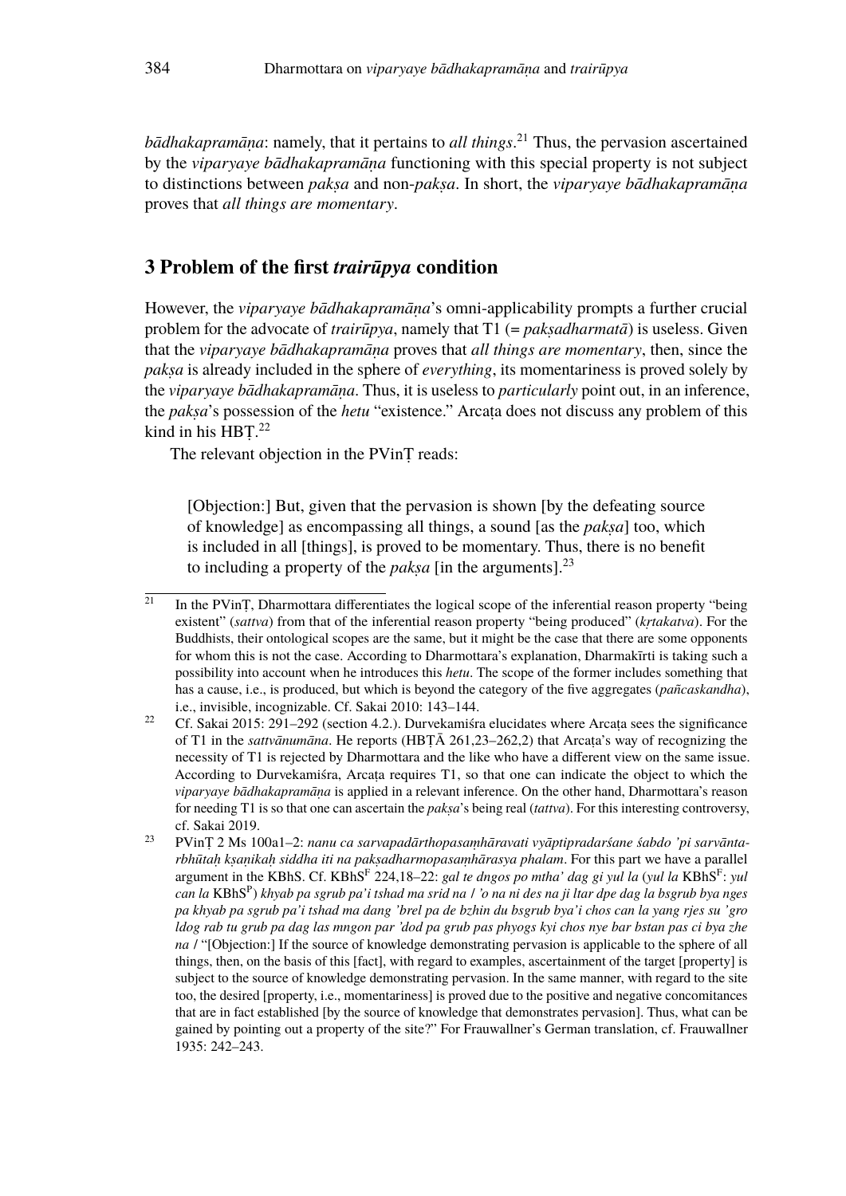*bādhakapramāṇa*: namely, that it pertains to *all things*.[21] Thus, the pervasion ascertained by the *viparyaye bādhakapramāṇa* functioning with this special property is not subject to distinctions between *pakṣa* and non-*pakṣa*. In short, the *viparyaye bādhakapramāṇa* proves that *all things are momentary*.

## 3 Problem of the first *trairūpya* condition

However, the *viparyaye bādhakapramāṇa*'s omni-applicability prompts a further crucial problem for the advocate of *trairūpya*, namely that T1 (= *pakṣadharmatā*) is useless. Given that the *viparyaye bādhakapramāṇa* proves that *all things are momentary*, then, since the *pakṣa* is already included in the sphere of *everything*, its momentariness is proved solely by the *viparyaye bādhakapramāṇa*. Thus, it is useless to *particularly* point out, in an inference, the *pakṣa*'s possession of the *hetu* "existence." Arcaṭa does not discuss any problem of this kind in his HBṬ.[22]

The relevant objection in the PVinṬ reads:

> [Objection:] But, given that the pervasion is shown [by the defeating source of knowledge] as encompassing all things, a sound [as the *pakṣa*] too, which is included in all [things], is proved to be momentary. Thus, there is no benefit to including a property of the *pakṣa* [in the arguments].[23]

---

[21] In the PVinṬ, Dharmottara differentiates the logical scope of the inferential reason property "being existent" (*sattva*) from that of the inferential reason property "being produced" (*kṛtakatva*). For the Buddhists, their ontological scopes are the same, but it might be the case that there are some opponents for whom this is not the case. According to Dharmottara's explanation, Dharmakīrti is taking such a possibility into account when he introduces this *hetu*. The scope of the former includes something that has a cause, i.e., is produced, but which is beyond the category of the five aggregates (*pañcaskandha*), i.e., invisible, incognizable. Cf. Sakai 2010: 143–144.

[22] Cf. Sakai 2015: 291–292 (section 4.2.). Durvekamiśra elucidates where Arcaṭa sees the significance of T1 in the *sattvānumāna*. He reports (HBṬĀ 261,23–262,2) that Arcaṭa's way of recognizing the necessity of T1 is rejected by Dharmottara and the like who have a different view on the same issue. According to Durvekamiśra, Arcaṭa requires T1, so that one can indicate the object to which the *viparyaye bādhakapramāṇa* is applied in a relevant inference. On the other hand, Dharmottara's reason for needing T1 is so that one can ascertain the *pakṣa*'s being real (*tattva*). For this interesting controversy, cf. Sakai 2019.

[23] PVinṬ 2 Ms 100a1–2: *nanu ca sarvapadārthopasaṃhāravati vyāptipradarśane śabdo 'pi sarvāntarbhūtaḥ kṣaṇikaḥ siddha iti na pakṣadharmopasaṃhārasya phalam*. For this part we have a parallel argument in the KBhS. Cf. KBhS[F] 224,18–22: *gal te dngos po mtha' dag gi yul la* (*yul la* KBhS[F]: *yul can la* KBhS[P]) *khyab pa sgrub pa'i tshad ma srid na / 'o na ni des na ji ltar dpe dag la bsgrub bya nges pa khyab pa sgrub pa'i tshad ma dang 'brel pa de bzhin du bsgrub bya'i chos can la yang rjes su 'gro ldog rab tu grub pa dag las mngon par 'dod pa grub pas phyogs kyi chos nye bar bstan pas ci bya zhe na* / "[Objection:] If the source of knowledge demonstrating pervasion is applicable to the sphere of all things, then, on the basis of this [fact], with regard to examples, ascertainment of the target [property] is subject to the source of knowledge demonstrating pervasion. In the same manner, with regard to the site too, the desired [property, i.e., momentariness] is proved due to the positive and negative concomitances that are in fact established [by the source of knowledge that demonstrates pervasion]. Thus, what can be gained by pointing out a property of the site?" For Frauwallner's German translation, cf. Frauwallner 1935: 242–243.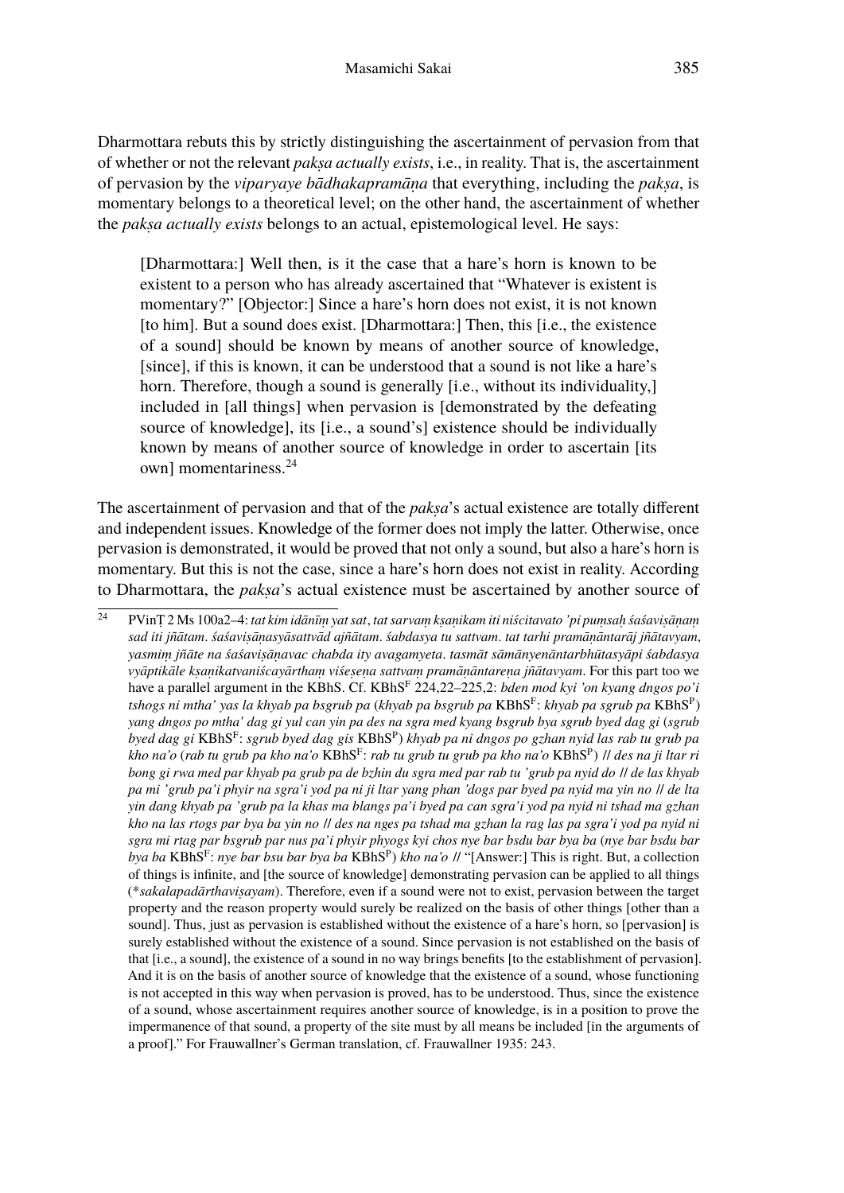Dharmottara rebuts this by strictly distinguishing the ascertainment of pervasion from that of whether or not the relevant *pakṣa actually exists*, i.e., in reality. That is, the ascertainment of pervasion by the *viparyaye bādhakapramāṇa* that everything, including the *pakṣa*, is momentary belongs to a theoretical level; on the other hand, the ascertainment of whether the *pakṣa actually exists* belongs to an actual, epistemological level. He says:

> [Dharmottara:] Well then, is it the case that a hare's horn is known to be existent to a person who has already ascertained that "Whatever is existent is momentary?" [Objector:] Since a hare's horn does not exist, it is not known [to him]. But a sound does exist. [Dharmottara:] Then, this [i.e., the existence of a sound] should be known by means of another source of knowledge, [since], if this is known, it can be understood that a sound is not like a hare's horn. Therefore, though a sound is generally [i.e., without its individuality,] included in [all things] when pervasion is [demonstrated by the defeating source of knowledge], its [i.e., a sound's] existence should be individually known by means of another source of knowledge in order to ascertain [its own] momentariness.[24]

The ascertainment of pervasion and that of the *pakṣa*'s actual existence are totally different and independent issues. Knowledge of the former does not imply the latter. Otherwise, once pervasion is demonstrated, it would be proved that not only a sound, but also a hare's horn is momentary. But this is not the case, since a hare's horn does not exist in reality. According to Dharmottara, the *pakṣa*'s actual existence must be ascertained by another source of

---

[24] PVinṬ 2 Ms 100a2–4: *tat kim idānīṃ yat sat, tat sarvaṃ kṣaṇikam iti niścitavato 'pi puṃsaḥ śaśaviṣāṇaṃ sad iti jñātam. śaśaviṣāṇasyāsattvād ajñātam. śabdasya tu sattvam. tat tarhi pramāṇāntarāj jñātavyam, yasmiṃ jñāte na śaśaviṣāṇavac chabda ity avagamyeta. tasmāt sāmānyenāntarbhūtasyāpi śabdasya vyāptikāle kṣaṇikatvaniścayārthaṃ viśeṣeṇa sattvaṃ pramāṇāntareṇa jñātavyam.* For this part too we have a parallel argument in the KBhS. Cf. KBhS[F] 224,22–225,2: *bden mod kyi 'on kyang dngos po'i tshogs ni mtha' yas la khyab pa bsgrub pa* (*khyab pa bsgrub pa* KBhS[F]: *khyab pa sgrub pa* KBhS[P]) *yang dngos po mtha' dag gi yul can yin pa des na sgra med kyang bsgrub bya sgrub byed dag gi* (*sgrub byed dag gi* KBhS[F]: *sgrub byed dag gis* KBhS[P]) *khyab pa ni dngos po gzhan nyid las rab tu grub pa kho na'o* (*rab tu grub pa kho na'o* KBhS[F]: *rab tu grub tu grub pa kho na'o* KBhS[P]) // *des na ji ltar ri bong gi rwa med par khyab pa grub pa de bzhin du sgra med par rab tu 'grub pa nyid do // de las khyab pa mi 'grub pa'i phyir na sgra'i yod pa ni ji ltar yang phan 'dogs par byed pa nyid ma yin no // de lta yin dang khyab pa 'grub pa la khas ma blangs pa'i byed pa can sgra'i yod pa nyid ni tshad ma gzhan kho na las rtogs par bya ba yin no // des na nges pa tshad ma gzhan la rag las pa sgra'i yod pa nyid ni sgra mi rtag par bsgrub par nus pa'i phyir phyogs kyi chos nye bar bsdu bar bya ba* (*nye bar bsdu bar bya ba* KBhS[F]: *nye bar bsu bar bya ba* KBhS[P]) *kho na'o* // "[Answer:] This is right. But, a collection of things is infinite, and [the source of knowledge] demonstrating pervasion can be applied to all things (\**sakalapadārthaviṣayam*). Therefore, even if a sound were not to exist, pervasion between the target property and the reason property would surely be realized on the basis of other things [other than a sound]. Thus, just as pervasion is established without the existence of a hare's horn, so [pervasion] is surely established without the existence of a sound. Since pervasion is not established on the basis of that [i.e., a sound], the existence of a sound in no way brings benefits [to the establishment of pervasion]. And it is on the basis of another source of knowledge that the existence of a sound, whose functioning is not accepted in this way when pervasion is proved, has to be understood. Thus, since the existence of a sound, whose ascertainment requires another source of knowledge, is in a position to prove the impermanence of that sound, a property of the site must by all means be included [in the arguments of a proof]." For Frauwallner's German translation, cf. Frauwallner 1935: 243.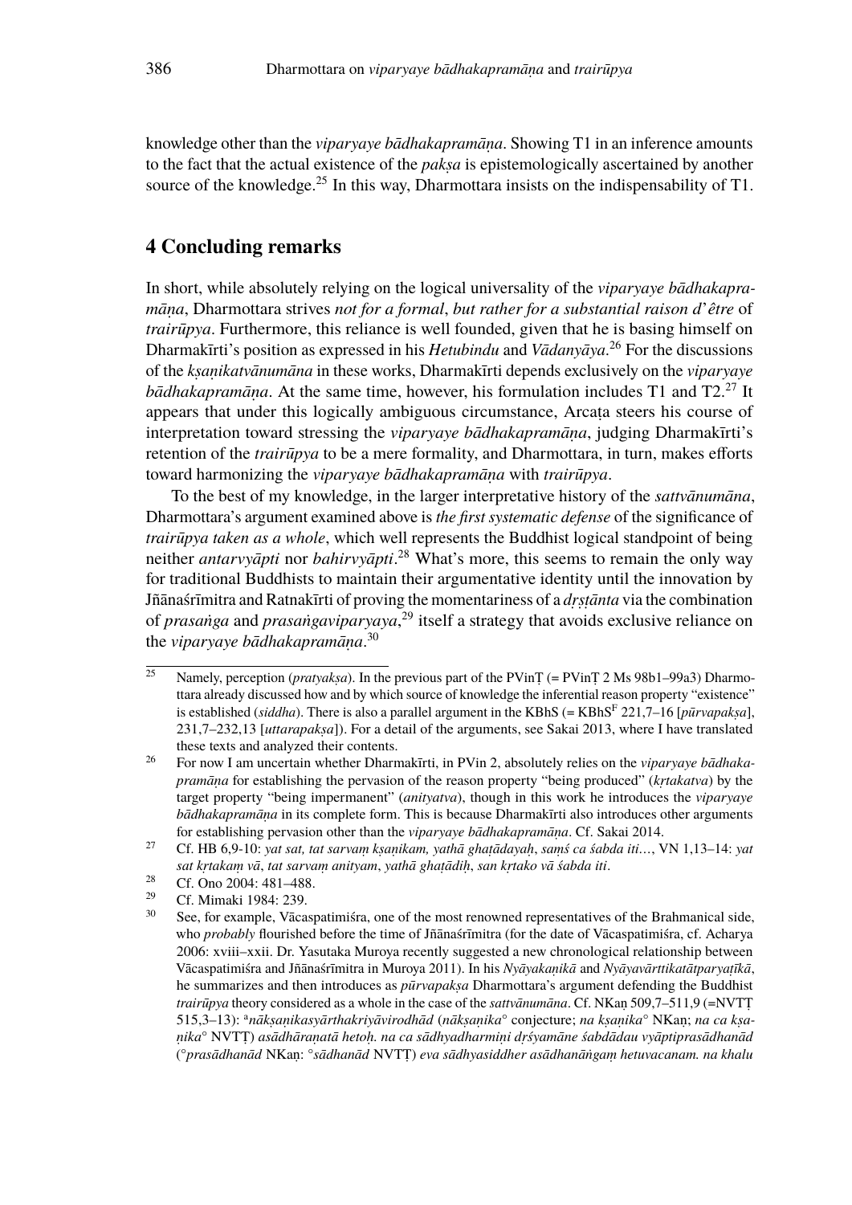knowledge other than the *viparyaye bādhakapramāṇa*. Showing T1 in an inference amounts to the fact that the actual existence of the *pakṣa* is epistemologically ascertained by another source of the knowledge.[25] In this way, Dharmottara insists on the indispensability of T1.

## 4 Concluding remarks

In short, while absolutely relying on the logical universality of the *viparyaye bādhakapramāṇa*, Dharmottara strives *not for a formal*, *but rather for a substantial raison d'être* of *trairūpya*. Furthermore, this reliance is well founded, given that he is basing himself on Dharmakīrti's position as expressed in his *Hetubindu* and *Vādanyāya*.[26] For the discussions of the *kṣaṇikatvānumāna* in these works, Dharmakīrti depends exclusively on the *viparyaye bādhakapramāṇa*. At the same time, however, his formulation includes T1 and T2.[27] It appears that under this logically ambiguous circumstance, Arcaṭa steers his course of interpretation toward stressing the *viparyaye bādhakapramāṇa*, judging Dharmakīrti's retention of the *trairūpya* to be a mere formality, and Dharmottara, in turn, makes efforts toward harmonizing the *viparyaye bādhakapramāṇa* with *trairūpya*.

To the best of my knowledge, in the larger interpretative history of the *sattvānumāna*, Dharmottara's argument examined above is *the first systematic defense* of the significance of *trairūpya taken as a whole*, which well represents the Buddhist logical standpoint of being neither *antarvyāpti* nor *bahirvyāpti*.[28] What's more, this seems to remain the only way for traditional Buddhists to maintain their argumentative identity until the innovation by Jñānaśrīmitra and Ratnakīrti of proving the momentariness of a *dṛṣṭānta* via the combination of *prasaṅga* and *prasaṅgaviparyaya*,[29] itself a strategy that avoids exclusive reliance on the *viparyaye bādhakapramāṇa*.[30]

---

[25] Namely, perception (*pratyakṣa*). In the previous part of the PVinṬ (= PVinṬ 2 Ms 98b1–99a3) Dharmottara already discussed how and by which source of knowledge the inferential reason property "existence" is established (*siddha*). There is also a parallel argument in the KBhS (= KBhS[F] 221,7–16 [*pūrvapakṣa*], 231,7–232,13 [*uttarapakṣa*]). For a detail of the arguments, see Sakai 2013, where I have translated these texts and analyzed their contents.

[26] For now I am uncertain whether Dharmakīrti, in PVin 2, absolutely relies on the *viparyaye bādhakapramāṇa* for establishing the pervasion of the reason property "being produced" (*kṛtakatva*) by the target property "being impermanent" (*anityatva*), though in this work he introduces the *viparyaye bādhakapramāṇa* in its complete form. This is because Dharmakīrti also introduces other arguments for establishing pervasion other than the *viparyaye bādhakapramāṇa*. Cf. Sakai 2014.

[27] Cf. HB 6,9-10: *yat sat, tat sarvaṃ kṣaṇikam, yathā ghaṭādayaḥ, saṃś ca śabda iti…*, VN 1,13–14: *yat sat kṛtakaṃ vā, tat sarvaṃ anityam, yathā ghaṭādiḥ, san kṛtako vā śabda iti*.

[28] Cf. Ono 2004: 481–488.

[29] Cf. Mimaki 1984: 239.

[30] See, for example, Vācaspatimiśra, one of the most renowned representatives of the Brahmanical side, who *probably* flourished before the time of Jñānaśrīmitra (for the date of Vācaspatimiśra, cf. Acharya 2006: xviii–xxii. Dr. Yasutaka Muroya recently suggested a new chronological relationship between Vācaspatimiśra and Jñānaśrīmitra in Muroya 2011). In his *Nyāyakaṇikā* and *Nyāyavārttikatātparyaṭīkā*, he summarizes and then introduces as *pūrvapakṣa* Dharmottara's argument defending the Buddhist *trairūpya* theory considered as a whole in the case of the *sattvānumāna*. Cf. NKaṇ 509,7–511,9 (=NVTṬ 515,3–13): [a]*nākṣaṇikasyārthakriyāvirodhād* (*nākṣaṇika°* conjecture; *na kṣaṇika°* NKaṇ; *na ca kṣaṇika°* NVTṬ) *asādhāraṇatā hetoḥ. na ca sādhyadharmiṇi dṛśyamāne śabdādau vyāptiprasādhanād* (*°prasādhanād* NKaṇ: *°sādhanād* NVTṬ) *eva sādhyasiddher asādhanāṅgaṃ hetuvacanam. na khalu*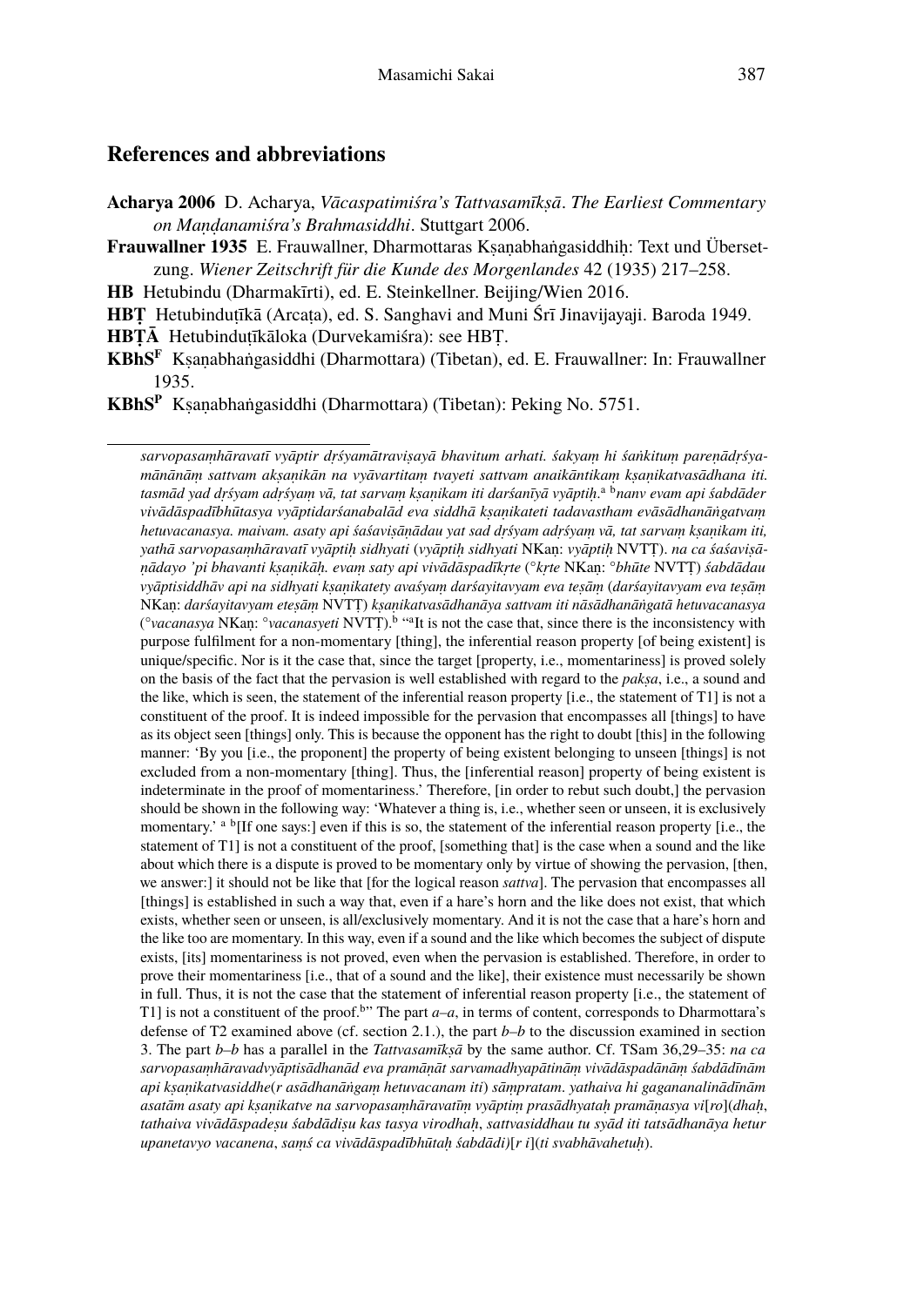## References and abbreviations

**Acharya 2006** D. Acharya, *Vācaspatimiśra's Tattvasamīkṣā. The Earliest Commentary on Maṇḍanamiśra's Brahmasiddhi*. Stuttgart 2006.

**Frauwallner 1935** E. Frauwallner, Dharmottaras Kṣaṇabhaṅgasiddhiḥ: Text und Übersetzung. *Wiener Zeitschrift für die Kunde des Morgenlandes* 42 (1935) 217–258.

**HB** Hetubindu (Dharmakīrti), ed. E. Steinkellner. Beijing/Wien 2016.

**HBṬ** Hetubinduṭīkā (Arcaṭa), ed. S. Sanghavi and Muni Śrī Jinavijayaji. Baroda 1949.

**HBṬĀ** Hetubinduṭīkāloka (Durvekamiśra): see HBṬ.

**KBhS^F** Kṣaṇabhaṅgasiddhi (Dharmottara) (Tibetan), ed. E. Frauwallner: In: Frauwallner 1935.

**KBhS^P** Kṣaṇabhaṅgasiddhi (Dharmottara) (Tibetan): Peking No. 5751.

---

*sarvopasaṃhāravatī vyāptir dṛśyamātraviṣayā bhavitum arhati. śakyaṃ hi śaṅkituṃ pareṇādṛśyamānānāṃ sattvam akṣaṇikān na vyāvartitaṃ tvayeti sattvam anaikāntikaṃ kṣaṇikatvasādhana iti. tasmād yad dṛśyam adṛśyaṃ vā, tat sarvaṃ kṣaṇikam iti darśanīyā vyāptiḥ.*[a] [b]*nanv evam api śabdāder vivādāspadībhūtasya vyāptidarśanabalād eva siddhā kṣaṇikateti tadavastham evāsādhanāṅgatvaṃ hetuvacanasya. maivam. asaty api śaśaviṣāṇādau yat sad dṛśyam adṛśyaṃ vā, tat sarvaṃ kṣaṇikam iti, yathā sarvopasaṃhāravatī vyāptiḥ sidhyati* (*vyāptiḥ sidhyati* NKaṇ: *vyāptiḥ* NVTṬ). *na ca śaśaviṣāṇādayo 'pi bhavanti kṣaṇikāḥ. evaṃ saty api vivādāspadīkṛte* (*°kṛte* NKaṇ: *°bhūte* NVTṬ) *śabdādau vyāptisiddhāv api na sidhyati kṣaṇikatety avaśyaṃ darśayitavyam eva teṣāṃ* (*darśayitavyam eva teṣāṃ* NKaṇ: *darśayitavyam eteṣāṃ* NVTṬ) *kṣaṇikatvasādhanāya sattvam iti nāsādhanāṅgatā hetuvacanasya* (*°vacanasya* NKaṇ: *°vacanasyeti* NVTṬ).[b] "[a]It is not the case that, since there is the inconsistency with purpose fulfilment for a non-momentary [thing], the inferential reason property [of being existent] is unique/specific. Nor is it the case that, since the target [property, i.e., momentariness] is proved solely on the basis of the fact that the pervasion is well established with regard to the *pakṣa*, i.e., a sound and the like, which is seen, the statement of the inferential reason property [i.e., the statement of T1] is not a constituent of the proof. It is indeed impossible for the pervasion that encompasses all [things] to have as its object seen [things] only. This is because the opponent has the right to doubt [this] in the following manner: 'By you [i.e., the proponent] the property of being existent belonging to unseen [things] is not excluded from a non-momentary [thing]. Thus, the [inferential reason] property of being existent is indeterminate in the proof of momentariness.' Therefore, [in order to rebut such doubt,] the pervasion should be shown in the following way: 'Whatever a thing is, i.e., whether seen or unseen, it is exclusively momentary.' [a] [b][If one says:] even if this is so, the statement of the inferential reason property [i.e., the statement of T1] is not a constituent of the proof, [something that] is the case when a sound and the like about which there is a dispute is proved to be momentary only by virtue of showing the pervasion, [then, we answer:] it should not be like that [for the logical reason *sattva*]. The pervasion that encompasses all [things] is established in such a way that, even if a hare's horn and the like does not exist, that which exists, whether seen or unseen, is all/exclusively momentary. And it is not the case that a hare's horn and the like too are momentary. In this way, even if a sound and the like which becomes the subject of dispute exists, [its] momentariness is not proved, even when the pervasion is established. Therefore, in order to prove their momentariness [i.e., that of a sound and the like], their existence must necessarily be shown in full. Thus, it is not the case that the statement of inferential reason property [i.e., the statement of T1] is not a constituent of the proof.[b]" The part *a–a*, in terms of content, corresponds to Dharmottara's defense of T2 examined above (cf. section 2.1.), the part *b–b* to the discussion examined in section 3. The part *b–b* has a parallel in the *Tattvasamīkṣā* by the same author. Cf. TSam 36,29–35: *na ca sarvopasaṃhāravadvyāptisādhanād eva pramāṇāt sarvamadhyapātināṃ vivādāspadānāṃ śabdādīnām api kṣaṇikatvasiddhe*(*r asādhanāṅgaṃ hetuvacanam iti*) *sāmpratam. yathaiva hi gagananalinādīnām asatām asaty api kṣaṇikatve na sarvopasaṃhāravatīṃ vyāptiṃ prasādhyataḥ pramāṇasya vi*[*ro*](*dhaḥ*, *tathaiva vivādāspadeṣu śabdādiṣu kas tasya virodhaḥ, sattvasiddhau tu syād iti tatsādhanāya hetur upanetavyo vacanena, saṃś ca vivādāspadībhūtaḥ śabdādi)*[*r i*](*ti svabhāvahetuḥ*).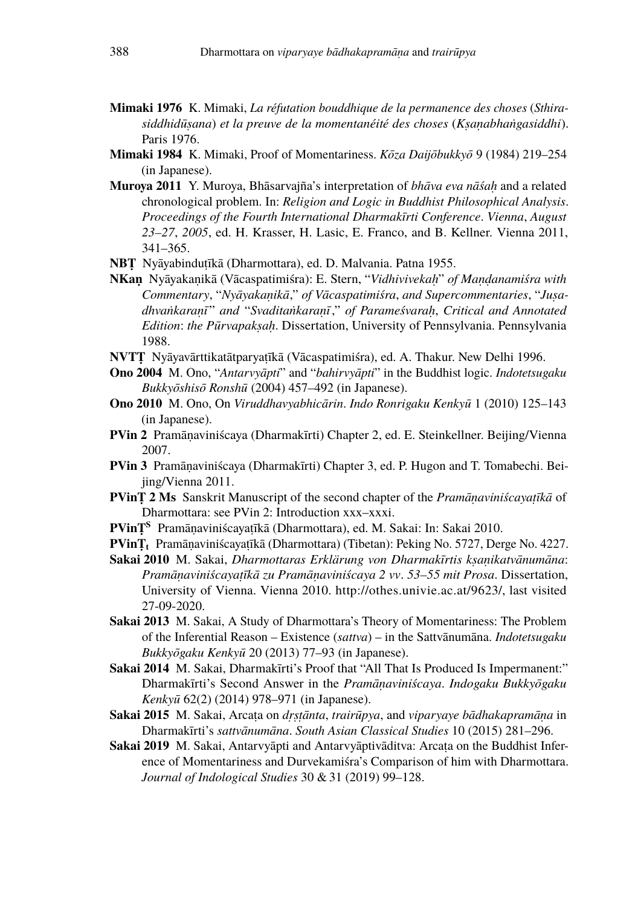**Mimaki 1976** K. Mimaki, *La réfutation bouddhique de la permanence des choses* (*Sthirasiddhidūṣana*) *et la preuve de la momentanéité des choses* (*Kṣaṇabhaṅgasiddhi*). Paris 1976.

**Mimaki 1984** K. Mimaki, Proof of Momentariness. *Kōza Daijōbukkyō* 9 (1984) 219–254 (in Japanese).

**Muroya 2011** Y. Muroya, Bhāsarvajña's interpretation of *bhāva eva nāśaḥ* and a related chronological problem. In: *Religion and Logic in Buddhist Philosophical Analysis*. *Proceedings of the Fourth International Dharmakīrti Conference*. *Vienna*, *August 23–27*, *2005*, ed. H. Krasser, H. Lasic, E. Franco, and B. Kellner. Vienna 2011, 341–365.

**NBṬ** Nyāyabinduṭīkā (Dharmottara), ed. D. Malvania. Patna 1955.

**NKaṇ** Nyāyakaṇikā (Vācaspatimiśra): E. Stern, "*Vidhivivekaḥ*" *of Maṇḍanamiśra with Commentary*, "*Nyāyakaṇikā*," *of Vācaspatimiśra*, *and Supercommentaries*, "*Juṣadhvaṅkaraṇī*" *and* "*Svaditaṅkaraṇī*," *of Parameśvaraḥ*, *Critical and Annotated Edition*: *the Pūrvapakṣaḥ*. Dissertation, University of Pennsylvania. Pennsylvania 1988.

**NVTṬ** Nyāyavārttikatātparyaṭīkā (Vācaspatimiśra), ed. A. Thakur. New Delhi 1996.

**Ono 2004** M. Ono, "*Antarvyāpti*" and "*bahirvyāpti*" in the Buddhist logic. *Indotetsugaku Bukkyōshisō Ronshū* (2004) 457–492 (in Japanese).

**Ono 2010** M. Ono, On *Viruddhavyabhicārin*. *Indo Ronrigaku Kenkyū* 1 (2010) 125–143 (in Japanese).

**PVin 2** Pramāṇaviniścaya (Dharmakīrti) Chapter 2, ed. E. Steinkellner. Beijing/Vienna 2007.

**PVin 3** Pramāṇaviniścaya (Dharmakīrti) Chapter 3, ed. P. Hugon and T. Tomabechi. Beijing/Vienna 2011.

**PVinṬ 2 Ms** Sanskrit Manuscript of the second chapter of the *Pramāṇaviniścayaṭīkā* of Dharmottara: see PVin 2: Introduction xxx–xxxi.

**PVinṬ$^{S}$** Pramāṇaviniścayaṭīkā (Dharmottara), ed. M. Sakai: In: Sakai 2010.

**PVinṬ$_{t}$** Pramāṇaviniścayaṭīkā (Dharmottara) (Tibetan): Peking No. 5727, Derge No. 4227.

**Sakai 2010** M. Sakai, *Dharmottaras Erklärung von Dharmakīrtis kṣaṇikatvānumāna*: *Pramāṇaviniścayaṭīkā zu Pramāṇaviniścaya 2 vv*. *53–55 mit Prosa*. Dissertation, University of Vienna. Vienna 2010. http://othes.univie.ac.at/9623/, last visited 27-09-2020.

**Sakai 2013** M. Sakai, A Study of Dharmottara's Theory of Momentariness: The Problem of the Inferential Reason – Existence (*sattva*) – in the Sattvānumāna. *Indotetsugaku Bukkyōgaku Kenkyū* 20 (2013) 77–93 (in Japanese).

**Sakai 2014** M. Sakai, Dharmakīrti's Proof that "All That Is Produced Is Impermanent:" Dharmakīrti's Second Answer in the *Pramāṇaviniścaya*. *Indogaku Bukkyōgaku Kenkyū* 62(2) (2014) 978–971 (in Japanese).

**Sakai 2015** M. Sakai, Arcaṭa on *dṛṣṭānta*, *trairūpya*, and *viparyaye bādhakapramāṇa* in Dharmakīrti's *sattvānumāna*. *South Asian Classical Studies* 10 (2015) 281–296.

**Sakai 2019** M. Sakai, Antarvyāpti and Antarvyāptivāditva: Arcaṭa on the Buddhist Inference of Momentariness and Durvekamiśra's Comparison of him with Dharmottara. *Journal of Indological Studies* 30 & 31 (2019) 99–128.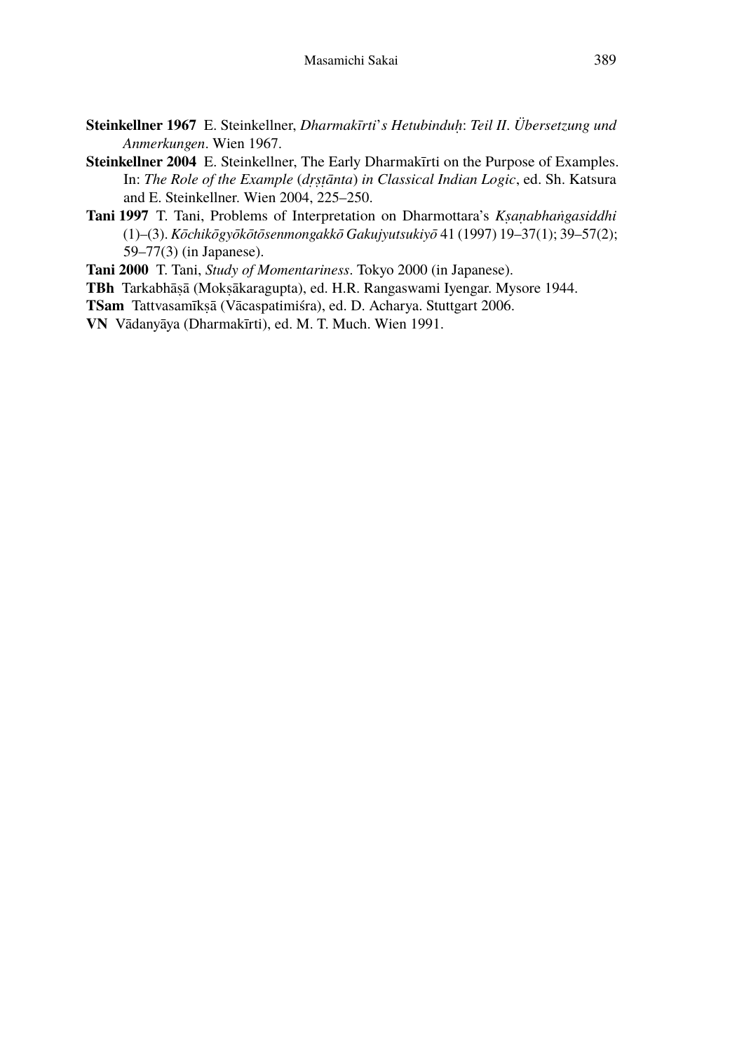**Steinkellner 1967** E. Steinkellner, *Dharmakīrti's Hetubinduḥ*: *Teil II*. *Übersetzung und Anmerkungen*. Wien 1967.

**Steinkellner 2004** E. Steinkellner, The Early Dharmakīrti on the Purpose of Examples. In: *The Role of the Example* (*dṛṣṭānta*) *in Classical Indian Logic*, ed. Sh. Katsura and E. Steinkellner. Wien 2004, 225–250.

**Tani 1997** T. Tani, Problems of Interpretation on Dharmottara's *Kṣaṇabhaṅgasiddhi* (1)–(3). *Kōchikōgyōkōtōsenmongakkō Gakujyutsukiyō* 41 (1997) 19–37(1); 39–57(2); 59–77(3) (in Japanese).

**Tani 2000** T. Tani, *Study of Momentariness*. Tokyo 2000 (in Japanese).

**TBh** Tarkabhāṣā (Mokṣākaragupta), ed. H.R. Rangaswami Iyengar. Mysore 1944.

**TSam** Tattvasamīkṣā (Vācaspatimiśra), ed. D. Acharya. Stuttgart 2006.

**VN** Vādanyāya (Dharmakīrti), ed. M. T. Much. Wien 1991.